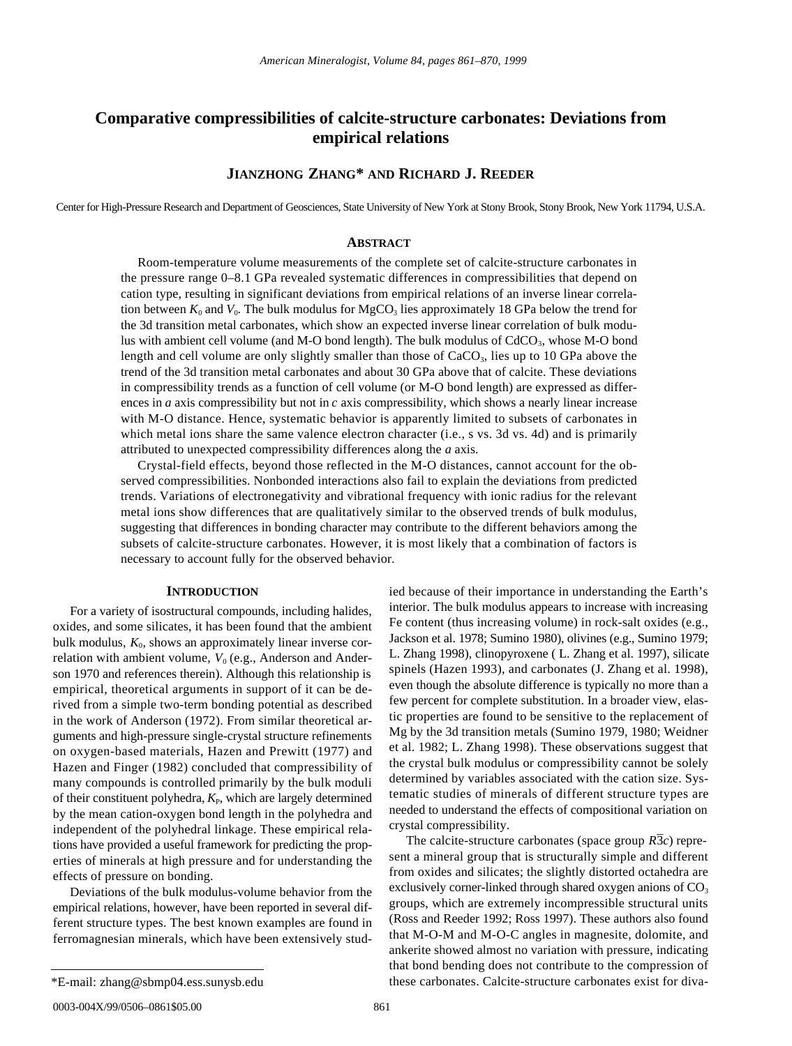# Comparative compressibilities of calcite-structure carbonates: Deviations from empirical relations

**JIANZHONG ZHANG* AND RICHARD J. REEDER**

Center for High-Pressure Research and Department of Geosciences, State University of New York at Stony Brook, Stony Brook, New York 11794, U.S.A.

## ABSTRACT

Room-temperature volume measurements of the complete set of calcite-structure carbonates in the pressure range 0–8.1 GPa revealed systematic differences in compressibilities that depend on cation type, resulting in significant deviations from empirical relations of an inverse linear correlation between $K_0$ and $V_0$. The bulk modulus for $MgCO_3$ lies approximately 18 GPa below the trend for the 3d transition metal carbonates, which show an expected inverse linear correlation of bulk modulus with ambient cell volume (and M-O bond length). The bulk modulus of $CdCO_3$, whose M-O bond length and cell volume are only slightly smaller than those of $CaCO_3$, lies up to 10 GPa above the trend of the 3d transition metal carbonates and about 30 GPa above that of calcite. These deviations in compressibility trends as a function of cell volume (or M-O bond length) are expressed as differences in *a* axis compressibility but not in *c* axis compressibility, which shows a nearly linear increase with M-O distance. Hence, systematic behavior is apparently limited to subsets of carbonates in which metal ions share the same valence electron character (i.e., s vs. 3d vs. 4d) and is primarily attributed to unexpected compressibility differences along the *a* axis.

Crystal-field effects, beyond those reflected in the M-O distances, cannot account for the observed compressibilities. Nonbonded interactions also fail to explain the deviations from predicted trends. Variations of electronegativity and vibrational frequency with ionic radius for the relevant metal ions show differences that are qualitatively similar to the observed trends of bulk modulus, suggesting that differences in bonding character may contribute to the different behaviors among the subsets of calcite-structure carbonates. However, it is most likely that a combination of factors is necessary to account fully for the observed behavior.

## INTRODUCTION

For a variety of isostructural compounds, including halides, oxides, and some silicates, it has been found that the ambient bulk modulus, $K_0$, shows an approximately linear inverse correlation with ambient volume, $V_0$ (e.g., Anderson and Anderson 1970 and references therein). Although this relationship is empirical, theoretical arguments in support of it can be derived from a simple two-term bonding potential as described in the work of Anderson (1972). From similar theoretical arguments and high-pressure single-crystal structure refinements on oxygen-based materials, Hazen and Prewitt (1977) and Hazen and Finger (1982) concluded that compressibility of many compounds is controlled primarily by the bulk moduli of their constituent polyhedra, $K_P$, which are largely determined by the mean cation-oxygen bond length in the polyhedra and independent of the polyhedral linkage. These empirical relations have provided a useful framework for predicting the properties of minerals at high pressure and for understanding the effects of pressure on bonding.

Deviations of the bulk modulus-volume behavior from the empirical relations, however, have been reported in several different structure types. The best known examples are found in ferromagnesian minerals, which have been extensively studied because of their importance in understanding the Earth's interior. The bulk modulus appears to increase with increasing Fe content (thus increasing volume) in rock-salt oxides (e.g., Jackson et al. 1978; Sumino 1980), olivines (e.g., Sumino 1979; L. Zhang 1998), clinopyroxene ( L. Zhang et al. 1997), silicate spinels (Hazen 1993), and carbonates (J. Zhang et al. 1998), even though the absolute difference is typically no more than a few percent for complete substitution. In a broader view, elastic properties are found to be sensitive to the replacement of Mg by the 3d transition metals (Sumino 1979, 1980; Weidner et al. 1982; L. Zhang 1998). These observations suggest that the crystal bulk modulus or compressibility cannot be solely determined by variables associated with the cation size. Systematic studies of minerals of different structure types are needed to understand the effects of compositional variation on crystal compressibility.

The calcite-structure carbonates (space group $R\bar{3}c$) represent a mineral group that is structurally simple and different from oxides and silicates; the slightly distorted octahedra are exclusively corner-linked through shared oxygen anions of $CO_3$ groups, which are extremely incompressible structural units (Ross and Reeder 1992; Ross 1997). These authors also found that M-O-M and M-O-C angles in magnesite, dolomite, and ankerite showed almost no variation with pressure, indicating that bond bending does not contribute to the compression of these carbonates. Calcite-structure carbonates exist for diva-

*E-mail: zhang@sbmp04.ess.sunysb.edu

0003-004X/99/0506–0861$05.00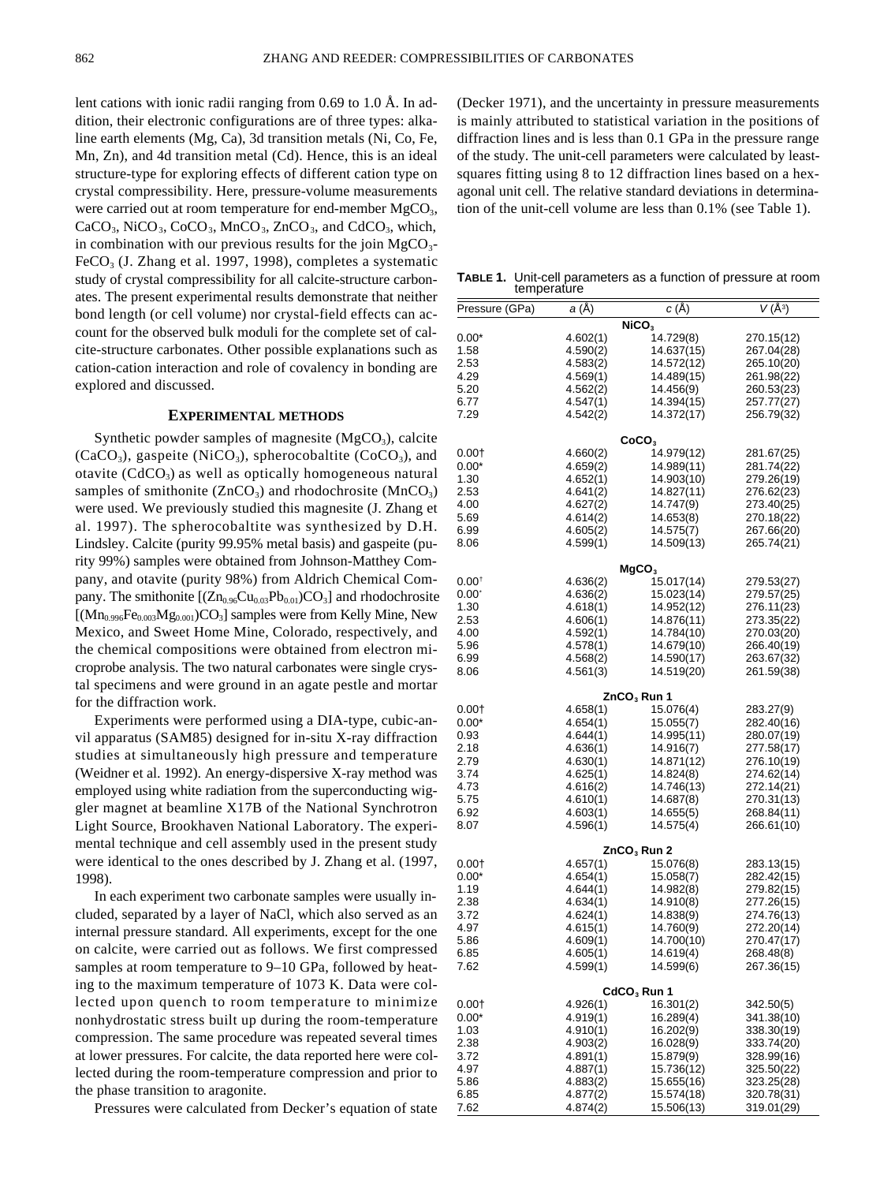lent cations with ionic radii ranging from 0.69 to 1.0 Å. In addition, their electronic configurations are of three types: alkaline earth elements (Mg, Ca), 3d transition metals (Ni, Co, Fe, Mn, Zn), and 4d transition metal (Cd). Hence, this is an ideal structure-type for exploring effects of different cation type on crystal compressibility. Here, pressure-volume measurements were carried out at room temperature for end-member $MgCO_3$, $CaCO_3$, $NiCO_3$, $CoCO_3$, $MnCO_3$, $ZnCO_3$, and $CdCO_3$, which, in combination with our previous results for the join $MgCO_3$-$FeCO_3$ (J. Zhang et al. 1997, 1998), completes a systematic study of crystal compressibility for all calcite-structure carbonates. The present experimental results demonstrate that neither bond length (or cell volume) nor crystal-field effects can account for the observed bulk moduli for the complete set of calcite-structure carbonates. Other possible explanations such as cation-cation interaction and role of covalency in bonding are explored and discussed.

## EXPERIMENTAL METHODS

Synthetic powder samples of magnesite ($MgCO_3$), calcite ($CaCO_3$), gaspeite ($NiCO_3$), spherocobaltite ($CoCO_3$), and otavite ($CdCO_3$) as well as optically homogeneous natural samples of smithonite ($ZnCO_3$) and rhodochrosite ($MnCO_3$) were used. We previously studied this magnesite (J. Zhang et al. 1997). The spherocobaltite was synthesized by D.H. Lindsley. Calcite (purity 99.95% metal basis) and gaspeite (purity 99%) samples were obtained from Johnson-Matthey Company, and otavite (purity 98%) from Aldrich Chemical Company. The smithonite [$(Zn_{0.96}Cu_{0.03}Pb_{0.01})CO_3$] and rhodochrosite [$(Mn_{0.996}Fe_{0.003}Mg_{0.001})CO_3$] samples were from Kelly Mine, New Mexico, and Sweet Home Mine, Colorado, respectively, and the chemical compositions were obtained from electron microprobe analysis. The two natural carbonates were single crystal specimens and were ground in an agate pestle and mortar for the diffraction work.

Experiments were performed using a DIA-type, cubic-anvil apparatus (SAM85) designed for in-situ X-ray diffraction studies at simultaneously high pressure and temperature (Weidner et al. 1992). An energy-dispersive X-ray method was employed using white radiation from the superconducting wiggler magnet at beamline X17B of the National Synchrotron Light Source, Brookhaven National Laboratory. The experimental technique and cell assembly used in the present study were identical to the ones described by J. Zhang et al. (1997, 1998).

In each experiment two carbonate samples were usually included, separated by a layer of NaCl, which also served as an internal pressure standard. All experiments, except for the one on calcite, were carried out as follows. We first compressed samples at room temperature to 9–10 GPa, followed by heating to the maximum temperature of 1073 K. Data were collected upon quench to room temperature to minimize nonhydrostatic stress built up during the room-temperature compression. The same procedure was repeated several times at lower pressures. For calcite, the data reported here were collected during the room-temperature compression and prior to the phase transition to aragonite.

Pressures were calculated from Decker's equation of state (Decker 1971), and the uncertainty in pressure measurements is mainly attributed to statistical variation in the positions of diffraction lines and is less than 0.1 GPa in the pressure range of the study. The unit-cell parameters were calculated by least-squares fitting using 8 to 12 diffraction lines based on a hexagonal unit cell. The relative standard deviations in determination of the unit-cell volume are less than 0.1% (see Table 1).

**TABLE 1.** Unit-cell parameters as a function of pressure at room temperature

| Pressure (GPa) | *a* (Å) | *c* (Å) | *V* (Å³) |
|---|---|---|---|
| | **$NiCO_3$** | | |
| 0.00* | 4.602(1) | 14.729(8) | 270.15(12) |
| 1.58 | 4.590(2) | 14.637(15) | 267.04(28) |
| 2.53 | 4.583(2) | 14.572(12) | 265.10(20) |
| 4.29 | 4.569(1) | 14.489(15) | 261.98(22) |
| 5.20 | 4.562(2) | 14.456(9) | 260.53(23) |
| 6.77 | 4.547(1) | 14.394(15) | 257.77(27) |
| 7.29 | 4.542(2) | 14.372(17) | 256.79(32) |
| | **$CoCO_3$** | | |
| 0.00† | 4.660(2) | 14.979(12) | 281.67(25) |
| 0.00* | 4.659(2) | 14.989(11) | 281.74(22) |
| 1.30 | 4.652(1) | 14.903(10) | 279.26(19) |
| 2.53 | 4.641(2) | 14.827(11) | 276.62(23) |
| 4.00 | 4.627(2) | 14.747(9) | 273.40(25) |
| 5.69 | 4.614(2) | 14.653(8) | 270.18(22) |
| 6.99 | 4.605(2) | 14.575(7) | 267.66(20) |
| 8.06 | 4.599(1) | 14.509(13) | 265.74(21) |
| | **$MgCO_3$** | | |
| 0.00† | 4.636(2) | 15.017(14) | 279.53(27) |
| 0.00* | 4.636(2) | 15.023(14) | 279.57(25) |
| 1.30 | 4.618(1) | 14.952(12) | 276.11(23) |
| 2.53 | 4.606(1) | 14.876(11) | 273.35(22) |
| 4.00 | 4.592(1) | 14.784(10) | 270.03(20) |
| 5.96 | 4.578(1) | 14.679(10) | 266.40(19) |
| 6.99 | 4.568(2) | 14.590(17) | 263.67(32) |
| 8.06 | 4.561(3) | 14.519(20) | 261.59(38) |
| | **$ZnCO_3$ Run 1** | | |
| 0.00† | 4.658(1) | 15.076(4) | 283.27(9) |
| 0.00* | 4.654(1) | 15.055(7) | 282.40(16) |
| 0.93 | 4.644(1) | 14.995(11) | 280.07(19) |
| 2.18 | 4.636(1) | 14.916(7) | 277.58(17) |
| 2.79 | 4.630(1) | 14.871(12) | 276.10(19) |
| 3.74 | 4.625(1) | 14.824(8) | 274.62(14) |
| 4.73 | 4.616(2) | 14.746(13) | 272.14(21) |
| 5.75 | 4.610(1) | 14.687(8) | 270.31(13) |
| 6.92 | 4.603(1) | 14.655(5) | 268.84(11) |
| 8.07 | 4.596(1) | 14.575(4) | 266.61(10) |
| | **$ZnCO_3$ Run 2** | | |
| 0.00† | 4.657(1) | 15.076(8) | 283.13(15) |
| 0.00* | 4.654(1) | 15.058(7) | 282.42(15) |
| 1.19 | 4.644(1) | 14.982(8) | 279.82(15) |
| 2.38 | 4.634(1) | 14.910(8) | 277.26(15) |
| 3.72 | 4.624(1) | 14.838(9) | 274.76(13) |
| 4.97 | 4.615(1) | 14.760(9) | 272.20(14) |
| 5.86 | 4.609(1) | 14.700(10) | 270.47(17) |
| 6.85 | 4.605(1) | 14.619(4) | 268.48(8) |
| 7.62 | 4.599(1) | 14.599(6) | 267.36(15) |
| | **$CdCO_3$ Run 1** | | |
| 0.00† | 4.926(1) | 16.301(2) | 342.50(5) |
| 0.00* | 4.919(1) | 16.289(4) | 341.38(10) |
| 1.03 | 4.910(1) | 16.202(9) | 338.30(19) |
| 2.38 | 4.903(2) | 16.028(9) | 333.74(20) |
| 3.72 | 4.891(1) | 15.879(9) | 328.99(16) |
| 4.97 | 4.887(1) | 15.736(12) | 325.50(22) |
| 5.86 | 4.883(2) | 15.655(16) | 323.25(28) |
| 6.85 | 4.877(2) | 15.574(18) | 320.78(31) |
| 7.62 | 4.874(2) | 15.506(13) | 319.01(29) |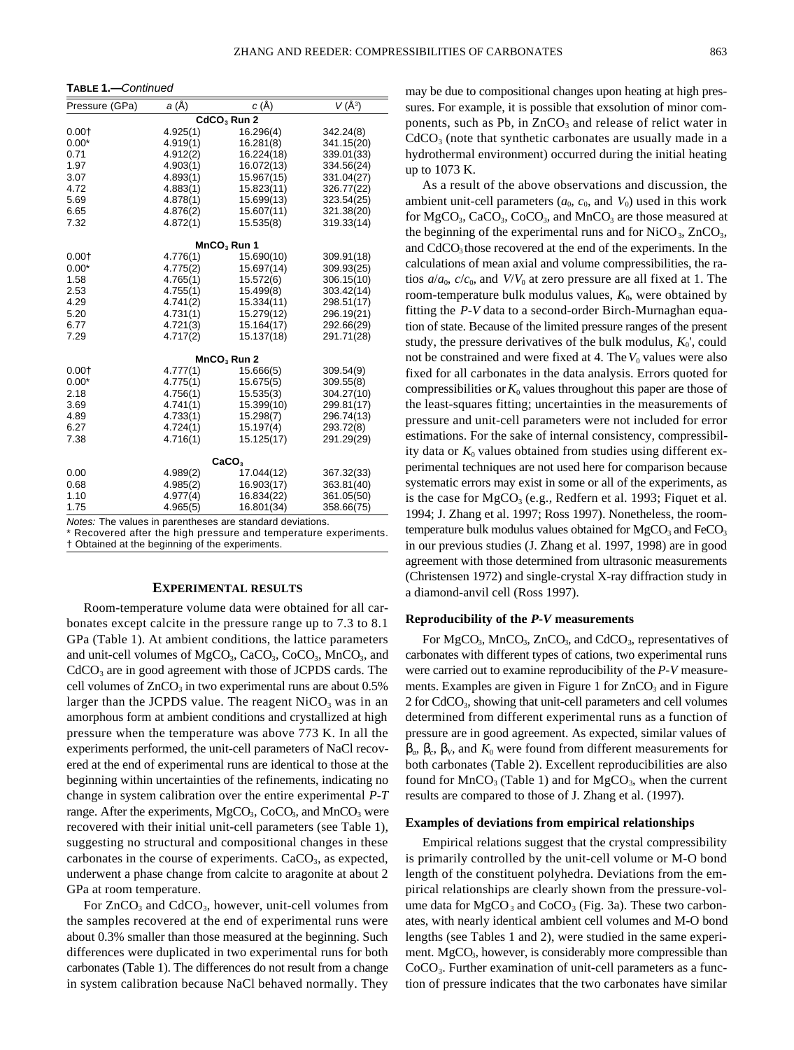**TABLE 1.—***Continued*

| Pressure (GPa) | *a* (Å) | *c* (Å) | *V* (Å³) |
|---|---|---|---|
| | $CdCO_3$ Run 2 | | |
| 0.00† | 4.925(1) | 16.296(4) | 342.24(8) |
| 0.00* | 4.919(1) | 16.281(8) | 341.15(20) |
| 0.71 | 4.912(2) | 16.224(18) | 339.01(33) |
| 1.97 | 4.903(1) | 16.072(13) | 334.56(24) |
| 3.07 | 4.893(1) | 15.967(15) | 331.04(27) |
| 4.72 | 4.883(1) | 15.823(11) | 326.77(22) |
| 5.69 | 4.878(1) | 15.699(13) | 323.54(25) |
| 6.65 | 4.876(2) | 15.607(11) | 321.38(20) |
| 7.32 | 4.872(1) | 15.535(8) | 319.33(14) |
| | $MnCO_3$ Run 1 | | |
| 0.00† | 4.776(1) | 15.690(10) | 309.91(18) |
| 0.00* | 4.775(2) | 15.697(14) | 309.93(25) |
| 1.58 | 4.765(1) | 15.572(6) | 306.15(10) |
| 2.53 | 4.755(1) | 15.499(8) | 303.42(14) |
| 4.29 | 4.741(2) | 15.334(11) | 298.51(17) |
| 5.20 | 4.731(1) | 15.279(12) | 296.19(21) |
| 6.77 | 4.721(3) | 15.164(17) | 292.66(29) |
| 7.29 | 4.717(2) | 15.137(18) | 291.71(28) |
| | $MnCO_3$ Run 2 | | |
| 0.00† | 4.777(1) | 15.666(5) | 309.54(9) |
| 0.00* | 4.775(1) | 15.675(5) | 309.55(8) |
| 2.18 | 4.756(1) | 15.535(3) | 304.27(10) |
| 3.69 | 4.741(1) | 15.399(10) | 299.81(17) |
| 4.89 | 4.733(1) | 15.298(7) | 296.74(13) |
| 6.27 | 4.724(1) | 15.197(4) | 293.72(8) |
| 7.38 | 4.716(1) | 15.125(17) | 291.29(29) |
| | $CaCO_3$ | | |
| 0.00 | 4.989(2) | 17.044(12) | 367.32(33) |
| 0.68 | 4.985(2) | 16.903(17) | 363.81(40) |
| 1.10 | 4.977(4) | 16.834(22) | 361.05(50) |
| 1.75 | 4.965(5) | 16.801(34) | 358.66(75) |

*Notes:* The values in parentheses are standard deviations.
* Recovered after the high pressure and temperature experiments.
† Obtained at the beginning of the experiments.

## EXPERIMENTAL RESULTS

Room-temperature volume data were obtained for all carbonates except calcite in the pressure range up to 7.3 to 8.1 GPa (Table 1). At ambient conditions, the lattice parameters and unit-cell volumes of $MgCO_3$, $CaCO_3$, $CoCO_3$, $MnCO_3$, and $CdCO_3$ are in good agreement with those of JCPDS cards. The cell volumes of $ZnCO_3$ in two experimental runs are about 0.5% larger than the JCPDS value. The reagent $NiCO_3$ was in an amorphous form at ambient conditions and crystallized at high pressure when the temperature was above 773 K. In all the experiments performed, the unit-cell parameters of NaCl recovered at the end of experimental runs are identical to those at the beginning within uncertainties of the refinements, indicating no change in system calibration over the entire experimental *P-T* range. After the experiments, $MgCO_3$, $CoCO_3$, and $MnCO_3$ were recovered with their initial unit-cell parameters (see Table 1), suggesting no structural and compositional changes in these carbonates in the course of experiments. $CaCO_3$, as expected, underwent a phase change from calcite to aragonite at about 2 GPa at room temperature.

For $ZnCO_3$ and $CdCO_3$, however, unit-cell volumes from the samples recovered at the end of experimental runs were about 0.3% smaller than those measured at the beginning. Such differences were duplicated in two experimental runs for both carbonates (Table 1). The differences do not result from a change in system calibration because NaCl behaved normally. They may be due to compositional changes upon heating at high pressures. For example, it is possible that exsolution of minor components, such as Pb, in $ZnCO_3$ and release of relict water in $CdCO_3$ (note that synthetic carbonates are usually made in a hydrothermal environment) occurred during the initial heating up to 1073 K.

As a result of the above observations and discussion, the ambient unit-cell parameters ($a_0$, $c_0$, and $V_0$) used in this work for $MgCO_3$, $CaCO_3$, $CoCO_3$, and $MnCO_3$ are those measured at the beginning of the experimental runs and for $NiCO_3$, $ZnCO_3$, and $CdCO_3$ those recovered at the end of the experiments. In the calculations of mean axial and volume compressibilities, the ratios $a/a_0$, $c/c_0$, and $V/V_0$ at zero pressure are all fixed at 1. The room-temperature bulk modulus values, $K_0$, were obtained by fitting the *P-V* data to a second-order Birch-Murnaghan equation of state. Because of the limited pressure ranges of the present study, the pressure derivatives of the bulk modulus, $K_0'$, could not be constrained and were fixed at 4. The $V_0$ values were also fixed for all carbonates in the data analysis. Errors quoted for compressibilities or $K_0$ values throughout this paper are those of the least-squares fitting; uncertainties in the measurements of pressure and unit-cell parameters were not included for error estimations. For the sake of internal consistency, compressibility data or $K_0$ values obtained from studies using different experimental techniques are not used here for comparison because systematic errors may exist in some or all of the experiments, as is the case for $MgCO_3$ (e.g., Redfern et al. 1993; Fiquet et al. 1994; J. Zhang et al. 1997; Ross 1997). Nonetheless, the room-temperature bulk modulus values obtained for $MgCO_3$ and $FeCO_3$ in our previous studies (J. Zhang et al. 1997, 1998) are in good agreement with those determined from ultrasonic measurements (Christensen 1972) and single-crystal X-ray diffraction study in a diamond-anvil cell (Ross 1997).

### Reproducibility of the *P-V* measurements

For $MgCO_3$, $MnCO_3$, $ZnCO_3$, and $CdCO_3$, representatives of carbonates with different types of cations, two experimental runs were carried out to examine reproducibility of the *P-V* measurements. Examples are given in Figure 1 for $ZnCO_3$ and in Figure 2 for $CdCO_3$, showing that unit-cell parameters and cell volumes determined from different experimental runs as a function of pressure are in good agreement. As expected, similar values of $\beta_a$, $\beta_c$, $\beta_V$, and $K_0$ were found from different measurements for both carbonates (Table 2). Excellent reproducibilities are also found for $MnCO_3$ (Table 1) and for $MgCO_3$, when the current results are compared to those of J. Zhang et al. (1997).

### Examples of deviations from empirical relationships

Empirical relations suggest that the crystal compressibility is primarily controlled by the unit-cell volume or M-O bond length of the constituent polyhedra. Deviations from the empirical relationships are clearly shown from the pressure-volume data for $MgCO_3$ and $CoCO_3$ (Fig. 3a). These two carbonates, with nearly identical ambient cell volumes and M-O bond lengths (see Tables 1 and 2), were studied in the same experiment. $MgCO_3$, however, is considerably more compressible than $CoCO_3$. Further examination of unit-cell parameters as a function of pressure indicates that the two carbonates have similar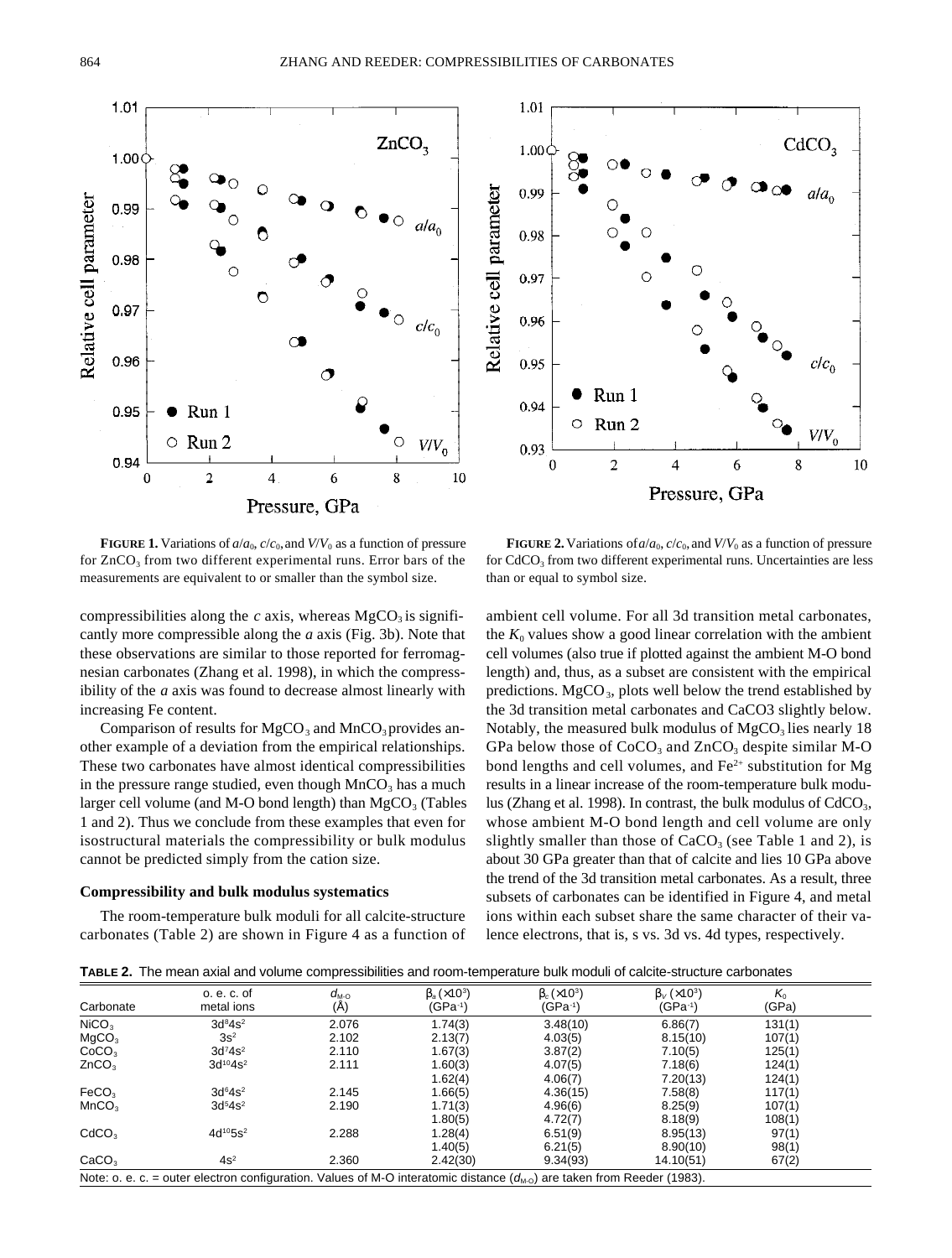**FIGURE 1.** Variations of $a/a_0$, $c/c_0$, and $V/V_0$ as a function of pressure for $ZnCO_3$ from two different experimental runs. Error bars of the measurements are equivalent to or smaller than the symbol size.

**FIGURE 2.** Variations of $a/a_0$, $c/c_0$, and $V/V_0$ as a function of pressure for $CdCO_3$ from two different experimental runs. Uncertainties are less than or equal to symbol size.

compressibilities along the *c* axis, whereas $MgCO_3$ is significantly more compressible along the *a* axis (Fig. 3b). Note that these observations are similar to those reported for ferromagnesian carbonates (Zhang et al. 1998), in which the compressibility of the *a* axis was found to decrease almost linearly with increasing Fe content.

Comparison of results for $MgCO_3$ and $MnCO_3$ provides another example of a deviation from the empirical relationships. These two carbonates have almost identical compressibilities in the pressure range studied, even though $MnCO_3$ has a much larger cell volume (and M-O bond length) than $MgCO_3$ (Tables 1 and 2). Thus we conclude from these examples that even for isostructural materials the compressibility or bulk modulus cannot be predicted simply from the cation size.

### Compressibility and bulk modulus systematics

The room-temperature bulk moduli for all calcite-structure carbonates (Table 2) are shown in Figure 4 as a function of ambient cell volume. For all 3d transition metal carbonates, the $K_0$ values show a good linear correlation with the ambient cell volumes (also true if plotted against the ambient M-O bond length) and, thus, as a subset are consistent with the empirical predictions. $MgCO_3$, plots well below the trend established by the 3d transition metal carbonates and CaCO3 slightly below. Notably, the measured bulk modulus of $MgCO_3$ lies nearly 18 GPa below those of $CoCO_3$ and $ZnCO_3$ despite similar M-O bond lengths and cell volumes, and $Fe^{2+}$ substitution for Mg results in a linear increase of the room-temperature bulk modulus (Zhang et al. 1998). In contrast, the bulk modulus of $CdCO_3$, whose ambient M-O bond length and cell volume are only slightly smaller than those of $CaCO_3$ (see Table 1 and 2), is about 30 GPa greater than that of calcite and lies 10 GPa above the trend of the 3d transition metal carbonates. As a result, three subsets of carbonates can be identified in Figure 4, and metal ions within each subset share the same character of their valence electrons, that is, s vs. 3d vs. 4d types, respectively.

**TABLE 2.** The mean axial and volume compressibilities and room-temperature bulk moduli of calcite-structure carbonates

| Carbonate | o. e. c. of metal ions | $d_{M-O}$ (Å) | $\beta_a$ (×10$^3$) (GPa$^{-1}$) | $\beta_c$ (×10$^3$) (GPa$^{-1}$) | $\beta_V$ (×10$^3$) (GPa$^{-1}$) | $K_0$ (GPa) |
|---|---|---|---|---|---|---|
| $NiCO_3$ | $3d^84s^2$ | 2.076 | 1.74(3) | 3.48(10) | 6.86(7) | 131(1) |
| $MgCO_3$ | $3s^2$ | 2.102 | 2.13(7) | 4.03(5) | 8.15(10) | 107(1) |
| $CoCO_3$ | $3d^74s^2$ | 2.110 | 1.67(3) | 3.87(2) | 7.10(5) | 125(1) |
| $ZnCO_3$ | $3d^{10}4s^2$ | 2.111 | 1.60(3) | 4.07(5) | 7.18(6) | 124(1) |
| | | | 1.62(4) | 4.06(7) | 7.20(13) | 124(1) |
| $FeCO_3$ | $3d^64s^2$ | 2.145 | 1.66(5) | 4.36(15) | 7.58(8) | 117(1) |
| $MnCO_3$ | $3d^54s^2$ | 2.190 | 1.71(3) | 4.96(6) | 8.25(9) | 107(1) |
| | | | 1.80(5) | 4.72(7) | 8.18(9) | 108(1) |
| $CdCO_3$ | $4d^{10}5s^2$ | 2.288 | 1.28(4) | 6.51(9) | 8.95(13) | 97(1) |
| | | | 1.40(5) | 6.21(5) | 8.90(10) | 98(1) |
| $CaCO_3$ | $4s^2$ | 2.360 | 2.42(30) | 9.34(93) | 14.10(51) | 67(2) |

Note: o. e. c. = outer electron configuration. Values of M-O interatomic distance ($d_{M-O}$) are taken from Reeder (1983).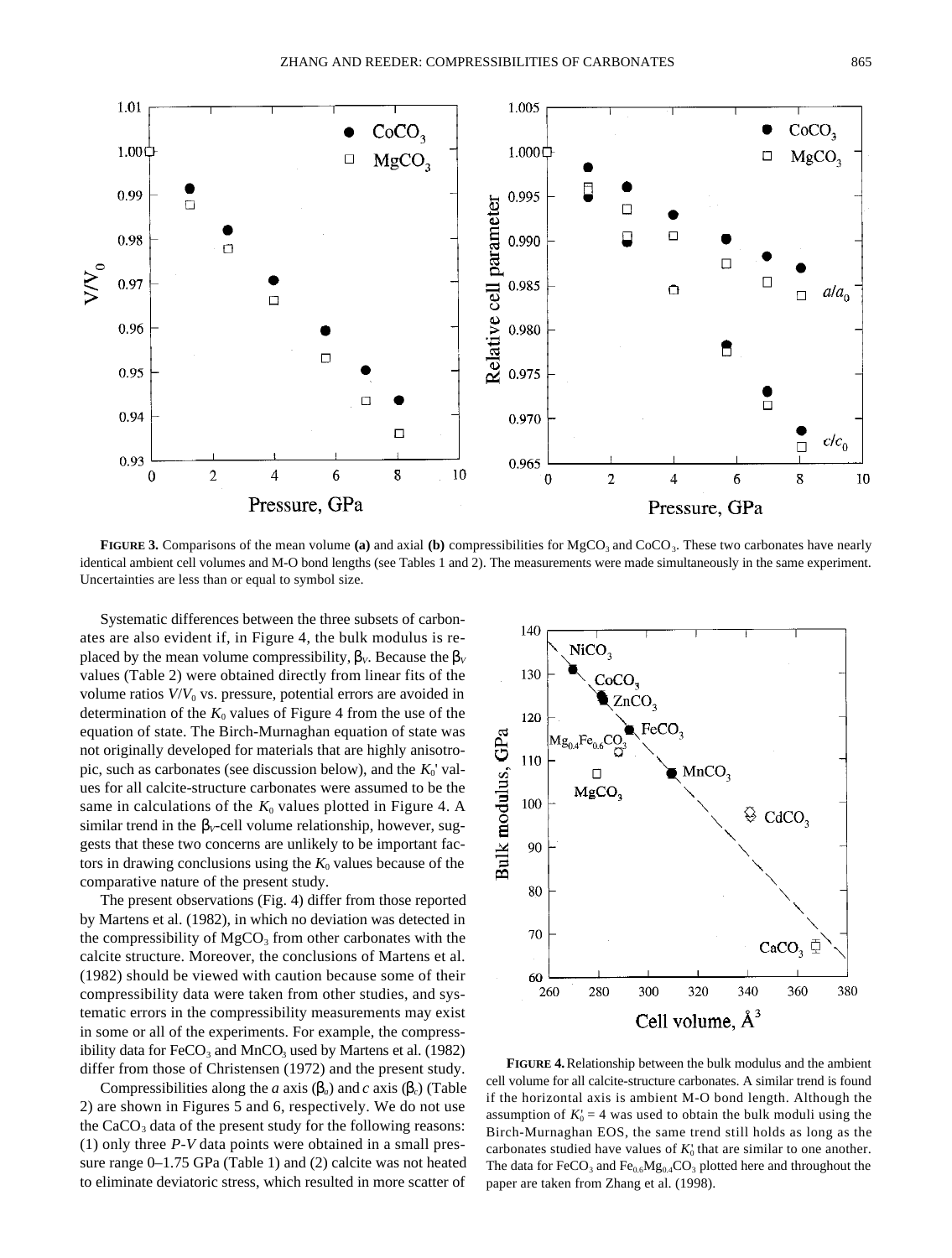**FIGURE 3.** Comparisons of the mean volume **(a)** and axial **(b)** compressibilities for $MgCO_3$ and $CoCO_3$. These two carbonates have nearly identical ambient cell volumes and M-O bond lengths (see Tables 1 and 2). The measurements were made simultaneously in the same experiment. Uncertainties are less than or equal to symbol size.

Systematic differences between the three subsets of carbonates are also evident if, in Figure 4, the bulk modulus is replaced by the mean volume compressibility, $\beta_V$. Because the $\beta_V$ values (Table 2) were obtained directly from linear fits of the volume ratios $V/V_0$ vs. pressure, potential errors are avoided in determination of the $K_0$ values of Figure 4 from the use of the equation of state. The Birch-Murnaghan equation of state was not originally developed for materials that are highly anisotropic, such as carbonates (see discussion below), and the $K_0'$ values for all calcite-structure carbonates were assumed to be the same in calculations of the $K_0$ values plotted in Figure 4. A similar trend in the $\beta_V$–cell volume relationship, however, suggests that these two concerns are unlikely to be important factors in drawing conclusions using the $K_0$ values because of the comparative nature of the present study.

The present observations (Fig. 4) differ from those reported by Martens et al. (1982), in which no deviation was detected in the compressibility of $MgCO_3$ from other carbonates with the calcite structure. Moreover, the conclusions of Martens et al. (1982) should be viewed with caution because some of their compressibility data were taken from other studies, and systematic errors in the compressibility measurements may exist in some or all of the experiments. For example, the compressibility data for $FeCO_3$ and $MnCO_3$ used by Martens et al. (1982) differ from those of Christensen (1972) and the present study.

Compressibilities along the *a* axis ($\beta_a$) and *c* axis ($\beta_c$) (Table 2) are shown in Figures 5 and 6, respectively. We do not use the $CaCO_3$ data of the present study for the following reasons: (1) only three *P*-*V* data points were obtained in a small pressure range 0–1.75 GPa (Table 1) and (2) calcite was not heated to eliminate deviatoric stress, which resulted in more scatter of

**FIGURE 4.** Relationship between the bulk modulus and the ambient cell volume for all calcite-structure carbonates. A similar trend is found if the horizontal axis is ambient M-O bond length. Although the assumption of $K_0' = 4$ was used to obtain the bulk moduli using the Birch-Murnaghan EOS, the same trend still holds as long as the carbonates studied have values of $K_0'$ that are similar to one another. The data for $FeCO_3$ and $Fe_{0.6}Mg_{0.4}CO_3$ plotted here and throughout the paper are taken from Zhang et al. (1998).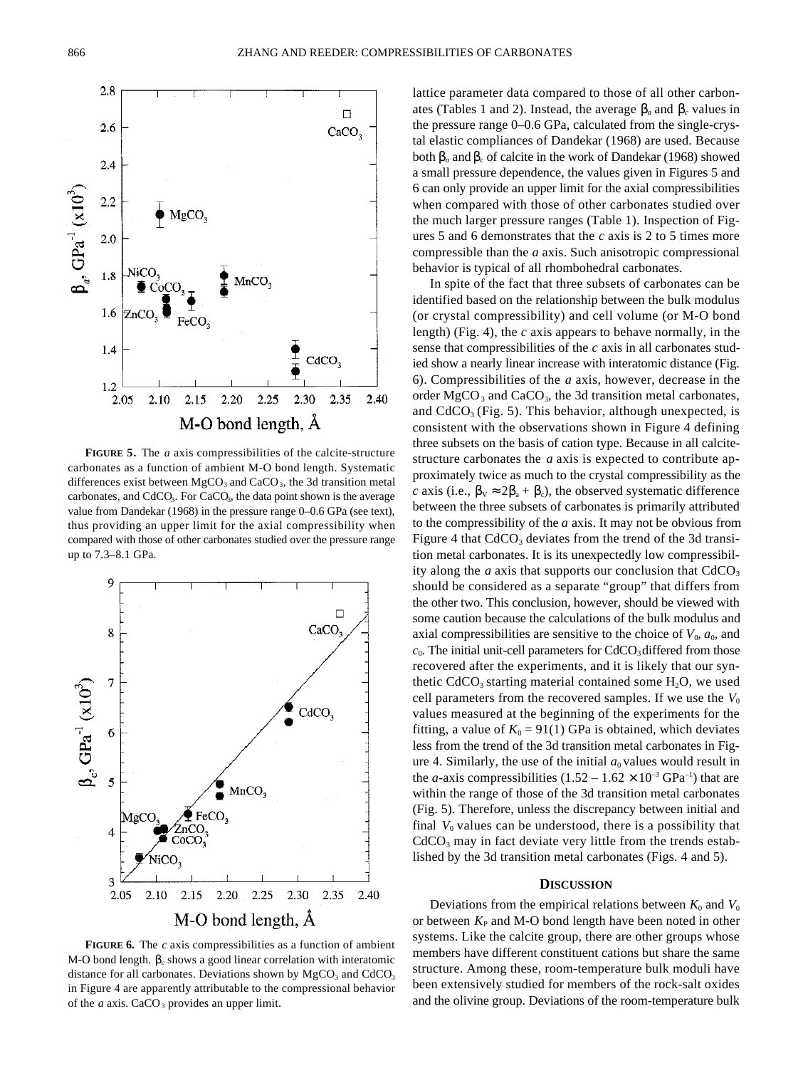**FIGURE 5.** The *a* axis compressibilities of the calcite-structure carbonates as a function of ambient M-O bond length. Systematic differences exist between $MgCO_3$ and $CaCO_3$, the 3d transition metal carbonates, and $CdCO_3$. For $CaCO_3$, the data point shown is the average value from Dandekar (1968) in the pressure range 0–0.6 GPa (see text), thus providing an upper limit for the axial compressibility when compared with those of other carbonates studied over the pressure range up to 7.3–8.1 GPa.

**FIGURE 6.** The *c* axis compressibilities as a function of ambient M-O bond length. $\beta_c$ shows a good linear correlation with interatomic distance for all carbonates. Deviations shown by $MgCO_3$ and $CdCO_3$ in Figure 4 are apparently attributable to the compressional behavior of the *a* axis. $CaCO_3$ provides an upper limit.

lattice parameter data compared to those of all other carbonates (Tables 1 and 2). Instead, the average $\beta_a$ and $\beta_c$ values in the pressure range 0–0.6 GPa, calculated from the single-crystal elastic compliances of Dandekar (1968) are used. Because both $\beta_a$ and $\beta_c$ of calcite in the work of Dandekar (1968) showed a small pressure dependence, the values given in Figures 5 and 6 can only provide an upper limit for the axial compressibilities when compared with those of other carbonates studied over the much larger pressure ranges (Table 1). Inspection of Figures 5 and 6 demonstrates that the *c* axis is 2 to 5 times more compressible than the *a* axis. Such anisotropic compressional behavior is typical of all rhombohedral carbonates.

In spite of the fact that three subsets of carbonates can be identified based on the relationship between the bulk modulus (or crystal compressibility) and cell volume (or M-O bond length) (Fig. 4), the *c* axis appears to behave normally, in the sense that compressibilities of the *c* axis in all carbonates studied show a nearly linear increase with interatomic distance (Fig. 6). Compressibilities of the *a* axis, however, decrease in the order $MgCO_3$ and $CaCO_3$, the 3d transition metal carbonates, and $CdCO_3$ (Fig. 5). This behavior, although unexpected, is consistent with the observations shown in Figure 4 defining three subsets on the basis of cation type. Because in all calcite-structure carbonates the *a* axis is expected to contribute approximately twice as much to the crystal compressibility as the *c* axis (i.e., $\beta_V \approx 2\beta_a + \beta_c$), the observed systematic difference between the three subsets of carbonates is primarily attributed to the compressibility of the *a* axis. It may not be obvious from Figure 4 that $CdCO_3$ deviates from the trend of the 3d transition metal carbonates. It is its unexpectedly low compressibility along the *a* axis that supports our conclusion that $CdCO_3$ should be considered as a separate "group" that differs from the other two. This conclusion, however, should be viewed with some caution because the calculations of the bulk modulus and axial compressibilities are sensitive to the choice of $V_0$, $a_0$, and $c_0$. The initial unit-cell parameters for $CdCO_3$ differed from those recovered after the experiments, and it is likely that our synthetic $CdCO_3$ starting material contained some $H_2O$, we used cell parameters from the recovered samples. If we use the $V_0$ values measured at the beginning of the experiments for the fitting, a value of $K_0 = 91(1)$ GPa is obtained, which deviates less from the trend of the 3d transition metal carbonates in Figure 4. Similarly, the use of the initial $a_0$ values would result in the *a*-axis compressibilities ($1.52 - 1.62 \times 10^{-3}$ GPa$^{-1}$) that are within the range of those of the 3d transition metal carbonates (Fig. 5). Therefore, unless the discrepancy between initial and final $V_0$ values can be understood, there is a possibility that $CdCO_3$ may in fact deviate very little from the trends established by the 3d transition metal carbonates (Figs. 4 and 5).

## DISCUSSION

Deviations from the empirical relations between $K_0$ and $V_0$ or between $K_P$ and M-O bond length have been noted in other systems. Like the calcite group, there are other groups whose members have different constituent cations but share the same structure. Among these, room-temperature bulk moduli have been extensively studied for members of the rock-salt oxides and the olivine group. Deviations of the room-temperature bulk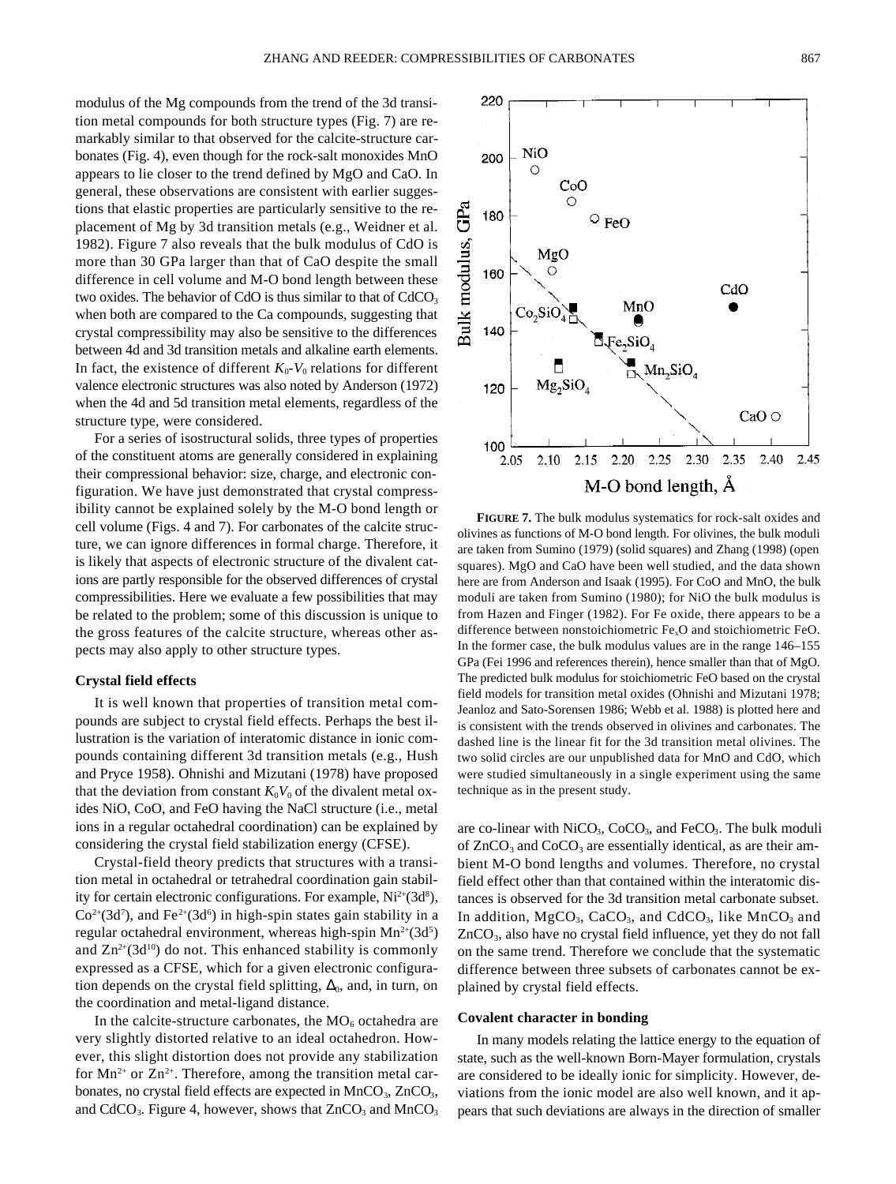modulus of the Mg compounds from the trend of the 3d transition metal compounds for both structure types (Fig. 7) are remarkably similar to that observed for the calcite-structure carbonates (Fig. 4), even though for the rock-salt monoxides MnO appears to lie closer to the trend defined by MgO and CaO. In general, these observations are consistent with earlier suggestions that elastic properties are particularly sensitive to the replacement of Mg by 3d transition metals (e.g., Weidner et al. 1982). Figure 7 also reveals that the bulk modulus of CdO is more than 30 GPa larger than that of CaO despite the small difference in cell volume and M-O bond length between these two oxides. The behavior of CdO is thus similar to that of $CdCO_3$ when both are compared to the Ca compounds, suggesting that crystal compressibility may also be sensitive to the differences between 4d and 3d transition metals and alkaline earth elements. In fact, the existence of different $K_0$-$V_0$ relations for different valence electronic structures was also noted by Anderson (1972) when the 4d and 5d transition metal elements, regardless of the structure type, were considered.

For a series of isostructural solids, three types of properties of the constituent atoms are generally considered in explaining their compressional behavior: size, charge, and electronic configuration. We have just demonstrated that crystal compressibility cannot be explained solely by the M-O bond length or cell volume (Figs. 4 and 7). For carbonates of the calcite structure, we can ignore differences in formal charge. Therefore, it is likely that aspects of electronic structure of the divalent cations are partly responsible for the observed differences of crystal compressibilities. Here we evaluate a few possibilities that may be related to the problem; some of this discussion is unique to the gross features of the calcite structure, whereas other aspects may also apply to other structure types.

### Crystal field effects

It is well known that properties of transition metal compounds are subject to crystal field effects. Perhaps the best illustration is the variation of interatomic distance in ionic compounds containing different 3d transition metals (e.g., Hush and Pryce 1958). Ohnishi and Mizutani (1978) have proposed that the deviation from constant $K_0V_0$ of the divalent metal oxides NiO, CoO, and FeO having the NaCl structure (i.e., metal ions in a regular octahedral coordination) can be explained by considering the crystal field stabilization energy (CFSE).

Crystal-field theory predicts that structures with a transition metal in octahedral or tetrahedral coordination gain stability for certain electronic configurations. For example, $Ni^{2+}(3d^8)$, $Co^{2+}(3d^7)$, and $Fe^{2+}(3d^6)$ in high-spin states gain stability in a regular octahedral environment, whereas high-spin $Mn^{2+}(3d^5)$ and $Zn^{2+}(3d^{10})$ do not. This enhanced stability is commonly expressed as a CFSE, which for a given electronic configuration depends on the crystal field splitting, $\Delta_0$, and, in turn, on the coordination and metal-ligand distance.

In the calcite-structure carbonates, the $MO_6$ octahedra are very slightly distorted relative to an ideal octahedron. However, this slight distortion does not provide any stabilization for $Mn^{2+}$ or $Zn^{2+}$. Therefore, among the transition metal carbonates, no crystal field effects are expected in $MnCO_3$, $ZnCO_3$, and $CdCO_3$. Figure 4, however, shows that $ZnCO_3$ and $MnCO_3$ are co-linear with $NiCO_3$, $CoCO_3$, and $FeCO_3$. The bulk moduli of $ZnCO_3$ and $CoCO_3$ are essentially identical, as are their ambient M-O bond lengths and volumes. Therefore, no crystal field effect other than that contained within the interatomic distances is observed for the 3d transition metal carbonate subset. In addition, $MgCO_3$, $CaCO_3$, and $CdCO_3$, like $MnCO_3$ and $ZnCO_3$, also have no crystal field influence, yet they do not fall on the same trend. Therefore we conclude that the systematic difference between three subsets of carbonates cannot be explained by crystal field effects.

**FIGURE 7.** The bulk modulus systematics for rock-salt oxides and olivines as functions of M-O bond length. For olivines, the bulk moduli are taken from Sumino (1979) (solid squares) and Zhang (1998) (open squares). MgO and CaO have been well studied, and the data shown here are from Anderson and Isaak (1995). For CoO and MnO, the bulk moduli are taken from Sumino (1980); for NiO the bulk modulus is from Hazen and Finger (1982). For Fe oxide, there appears to be a difference between nonstoichiometric $Fe_xO$ and stoichiometric FeO. In the former case, the bulk modulus values are in the range 146–155 GPa (Fei 1996 and references therein), hence smaller than that of MgO. The predicted bulk modulus for stoichiometric FeO based on the crystal field models for transition metal oxides (Ohnishi and Mizutani 1978; Jeanloz and Sato-Sorensen 1986; Webb et al. 1988) is plotted here and is consistent with the trends observed in olivines and carbonates. The dashed line is the linear fit for the 3d transition metal olivines. The two solid circles are our unpublished data for MnO and CdO, which were studied simultaneously in a single experiment using the same technique as in the present study.

### Covalent character in bonding

In many models relating the lattice energy to the equation of state, such as the well-known Born-Mayer formulation, crystals are considered to be ideally ionic for simplicity. However, deviations from the ionic model are also well known, and it appears that such deviations are always in the direction of smaller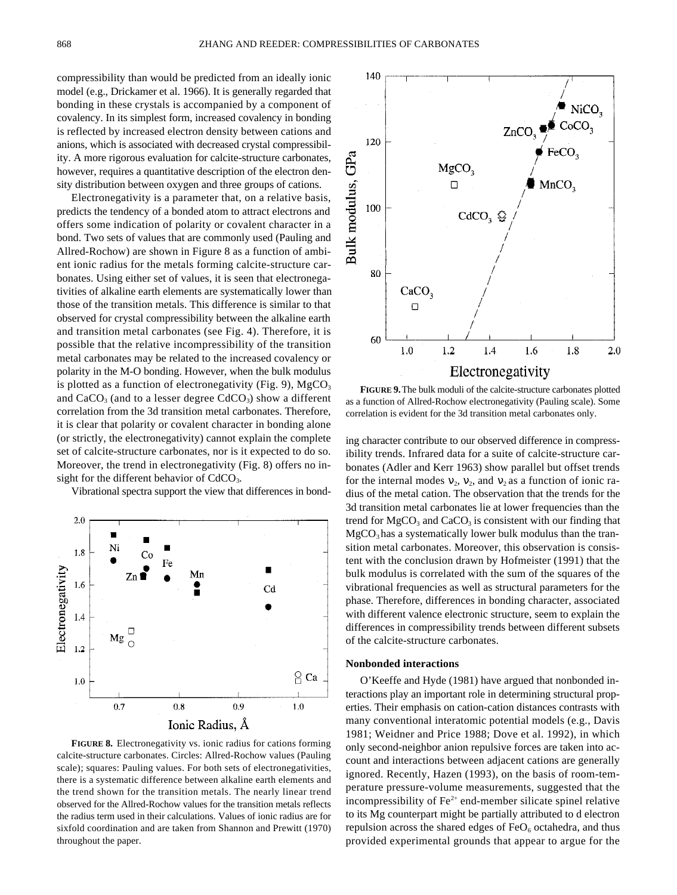compressibility than would be predicted from an ideally ionic model (e.g., Drickamer et al. 1966). It is generally regarded that bonding in these crystals is accompanied by a component of covalency. In its simplest form, increased covalency in bonding is reflected by increased electron density between cations and anions, which is associated with decreased crystal compressibility. A more rigorous evaluation for calcite-structure carbonates, however, requires a quantitative description of the electron density distribution between oxygen and three groups of cations.

Electronegativity is a parameter that, on a relative basis, predicts the tendency of a bonded atom to attract electrons and offers some indication of polarity or covalent character in a bond. Two sets of values that are commonly used (Pauling and Allred-Rochow) are shown in Figure 8 as a function of ambient ionic radius for the metals forming calcite-structure carbonates. Using either set of values, it is seen that electronegativities of alkaline earth elements are systematically lower than those of the transition metals. This difference is similar to that observed for crystal compressibility between the alkaline earth and transition metal carbonates (see Fig. 4). Therefore, it is possible that the relative incompressibility of the transition metal carbonates may be related to the increased covalency or polarity in the M-O bonding. However, when the bulk modulus is plotted as a function of electronegativity (Fig. 9), $MgCO_3$ and $CaCO_3$ (and to a lesser degree $CdCO_3$) show a different correlation from the 3d transition metal carbonates. Therefore, it is clear that polarity or covalent character in bonding alone (or strictly, the electronegativity) cannot explain the complete set of calcite-structure carbonates, nor is it expected to do so. Moreover, the trend in electronegativity (Fig. 8) offers no insight for the different behavior of $CdCO_3$.

Vibrational spectra support the view that differences in bonding character contribute to our observed difference in compressibility trends. Infrared data for a suite of calcite-structure carbonates (Adler and Kerr 1963) show parallel but offset trends for the internal modes $\nu_2$, $\nu_2$, and $\nu_2$ as a function of ionic radius of the metal cation. The observation that the trends for the 3d transition metal carbonates lie at lower frequencies than the trend for $MgCO_3$ and $CaCO_3$ is consistent with our finding that $MgCO_3$ has a systematically lower bulk modulus than the transition metal carbonates. Moreover, this observation is consistent with the conclusion drawn by Hofmeister (1991) that the bulk modulus is correlated with the sum of the squares of the vibrational frequencies as well as structural parameters for the phase. Therefore, differences in bonding character, associated with different valence electronic structure, seem to explain the differences in compressibility trends between different subsets of the calcite-structure carbonates.

**FIGURE 8.** Electronegativity vs. ionic radius for cations forming calcite-structure carbonates. Circles: Allred-Rochow values (Pauling scale); squares: Pauling values. For both sets of electronegativities, there is a systematic difference between alkaline earth elements and the trend shown for the transition metals. The nearly linear trend observed for the Allred-Rochow values for the transition metals reflects the radius term used in their calculations. Values of ionic radius are for sixfold coordination and are taken from Shannon and Prewitt (1970) throughout the paper.

**FIGURE 9.** The bulk moduli of the calcite-structure carbonates plotted as a function of Allred-Rochow electronegativity (Pauling scale). Some correlation is evident for the 3d transition metal carbonates only.

### Nonbonded interactions

O'Keeffe and Hyde (1981) have argued that nonbonded interactions play an important role in determining structural properties. Their emphasis on cation-cation distances contrasts with many conventional interatomic potential models (e.g., Davis 1981; Weidner and Price 1988; Dove et al. 1992), in which only second-neighbor anion repulsive forces are taken into account and interactions between adjacent cations are generally ignored. Recently, Hazen (1993), on the basis of room-temperature pressure-volume measurements, suggested that the incompressibility of $Fe^{2+}$ end-member silicate spinel relative to its Mg counterpart might be partially attributed to d electron repulsion across the shared edges of $FeO_6$ octahedra, and thus provided experimental grounds that appear to argue for the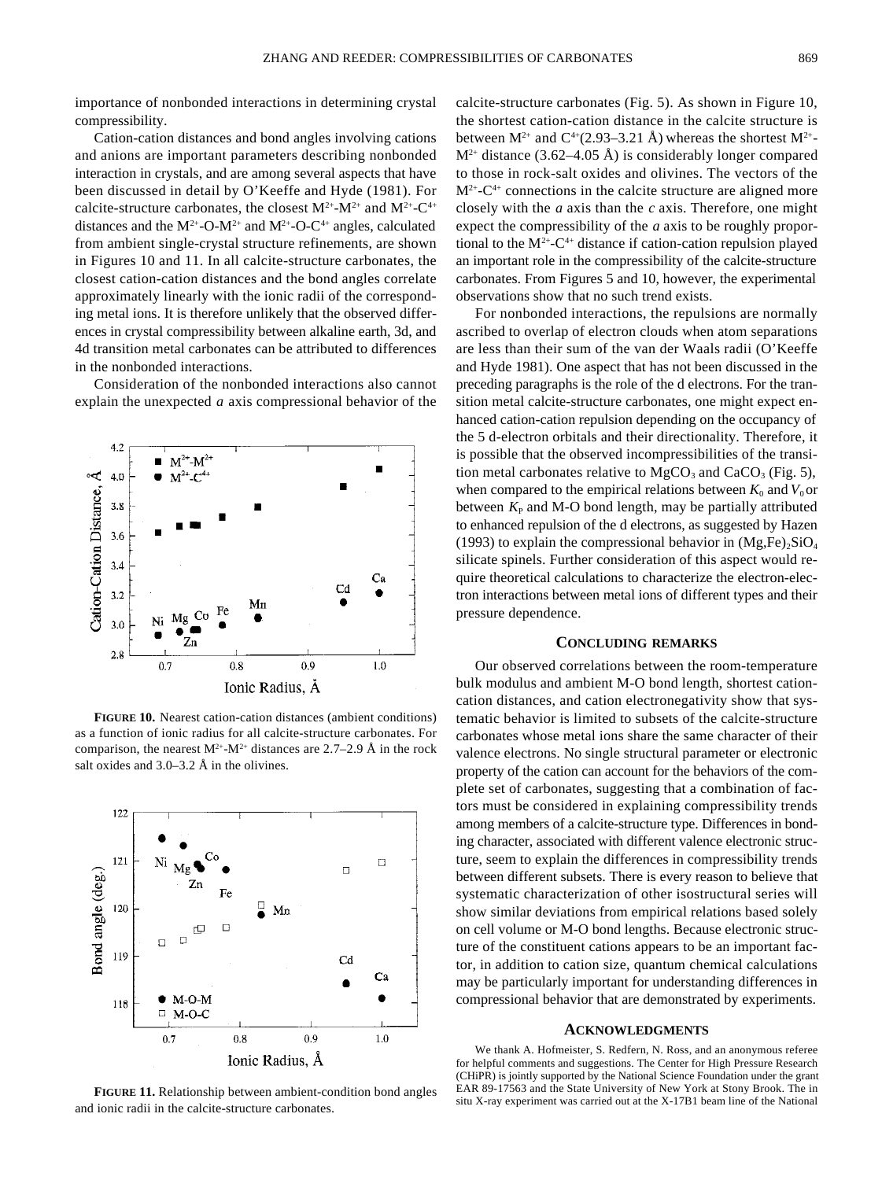importance of nonbonded interactions in determining crystal compressibility.

Cation-cation distances and bond angles involving cations and anions are important parameters describing nonbonded interaction in crystals, and are among several aspects that have been discussed in detail by O'Keeffe and Hyde (1981). For calcite-structure carbonates, the closest $M^{2+}$-$M^{2+}$ and $M^{2+}$-$C^{4+}$ distances and the $M^{2+}$-O-$M^{2+}$ and $M^{2+}$-O-$C^{4+}$ angles, calculated from ambient single-crystal structure refinements, are shown in Figures 10 and 11. In all calcite-structure carbonates, the closest cation-cation distances and the bond angles correlate approximately linearly with the ionic radii of the corresponding metal ions. It is therefore unlikely that the observed differences in crystal compressibility between alkaline earth, 3d, and 4d transition metal carbonates can be attributed to differences in the nonbonded interactions.

Consideration of the nonbonded interactions also cannot explain the unexpected *a* axis compressional behavior of the calcite-structure carbonates (Fig. 5). As shown in Figure 10, the shortest cation-cation distance in the calcite structure is between $M^{2+}$ and $C^{4+}$(2.93–3.21 Å) whereas the shortest $M^{2+}$-$M^{2+}$ distance (3.62–4.05 Å) is considerably longer compared to those in rock-salt oxides and olivines. The vectors of the $M^{2+}$-$C^{4+}$ connections in the calcite structure are aligned more closely with the *a* axis than the *c* axis. Therefore, one might expect the compressibility of the *a* axis to be roughly proportional to the $M^{2+}$-$C^{4+}$ distance if cation-cation repulsion played an important role in the compressibility of the calcite-structure carbonates. From Figures 5 and 10, however, the experimental observations show that no such trend exists.

FIGURE 10. Nearest cation-cation distances (ambient conditions) as a function of ionic radius for all calcite-structure carbonates. For comparison, the nearest $M^{2+}$-$M^{2+}$ distances are 2.7–2.9 Å in the rock salt oxides and 3.0–3.2 Å in the olivines.

FIGURE 11. Relationship between ambient-condition bond angles and ionic radii in the calcite-structure carbonates.

For nonbonded interactions, the repulsions are normally ascribed to overlap of electron clouds when atom separations are less than their sum of the van der Waals radii (O'Keeffe and Hyde 1981). One aspect that has not been discussed in the preceding paragraphs is the role of the d electrons. For the transition metal calcite-structure carbonates, one might expect enhanced cation-cation repulsion depending on the occupancy of the 5 d-electron orbitals and their directionality. Therefore, it is possible that the observed incompressibilities of the transition metal carbonates relative to $MgCO_3$ and $CaCO_3$ (Fig. 5), when compared to the empirical relations between $K_0$ and $V_0$ or between $K_P$ and M-O bond length, may be partially attributed to enhanced repulsion of the d electrons, as suggested by Hazen (1993) to explain the compressional behavior in $(Mg,Fe)_2SiO_4$ silicate spinels. Further consideration of this aspect would require theoretical calculations to characterize the electron-electron interactions between metal ions of different types and their pressure dependence.

## CONCLUDING REMARKS

Our observed correlations between the room-temperature bulk modulus and ambient M-O bond length, shortest cation-cation distances, and cation electronegativity show that systematic behavior is limited to subsets of the calcite-structure carbonates whose metal ions share the same character of their valence electrons. No single structural parameter or electronic property of the cation can account for the behaviors of the complete set of carbonates, suggesting that a combination of factors must be considered in explaining compressibility trends among members of a calcite-structure type. Differences in bonding character, associated with different valence electronic structure, seem to explain the differences in compressibility trends between different subsets. There is every reason to believe that systematic characterization of other isostructural series will show similar deviations from empirical relations based solely on cell volume or M-O bond lengths. Because electronic structure of the constituent cations appears to be an important factor, in addition to cation size, quantum chemical calculations may be particularly important for understanding differences in compressional behavior that are demonstrated by experiments.

## ACKNOWLEDGMENTS

We thank A. Hofmeister, S. Redfern, N. Ross, and an anonymous referee for helpful comments and suggestions. The Center for High Pressure Research (CHiPR) is jointly supported by the National Science Foundation under the grant EAR 89-17563 and the State University of New York at Stony Brook. The in situ X-ray experiment was carried out at the X-17B1 beam line of the National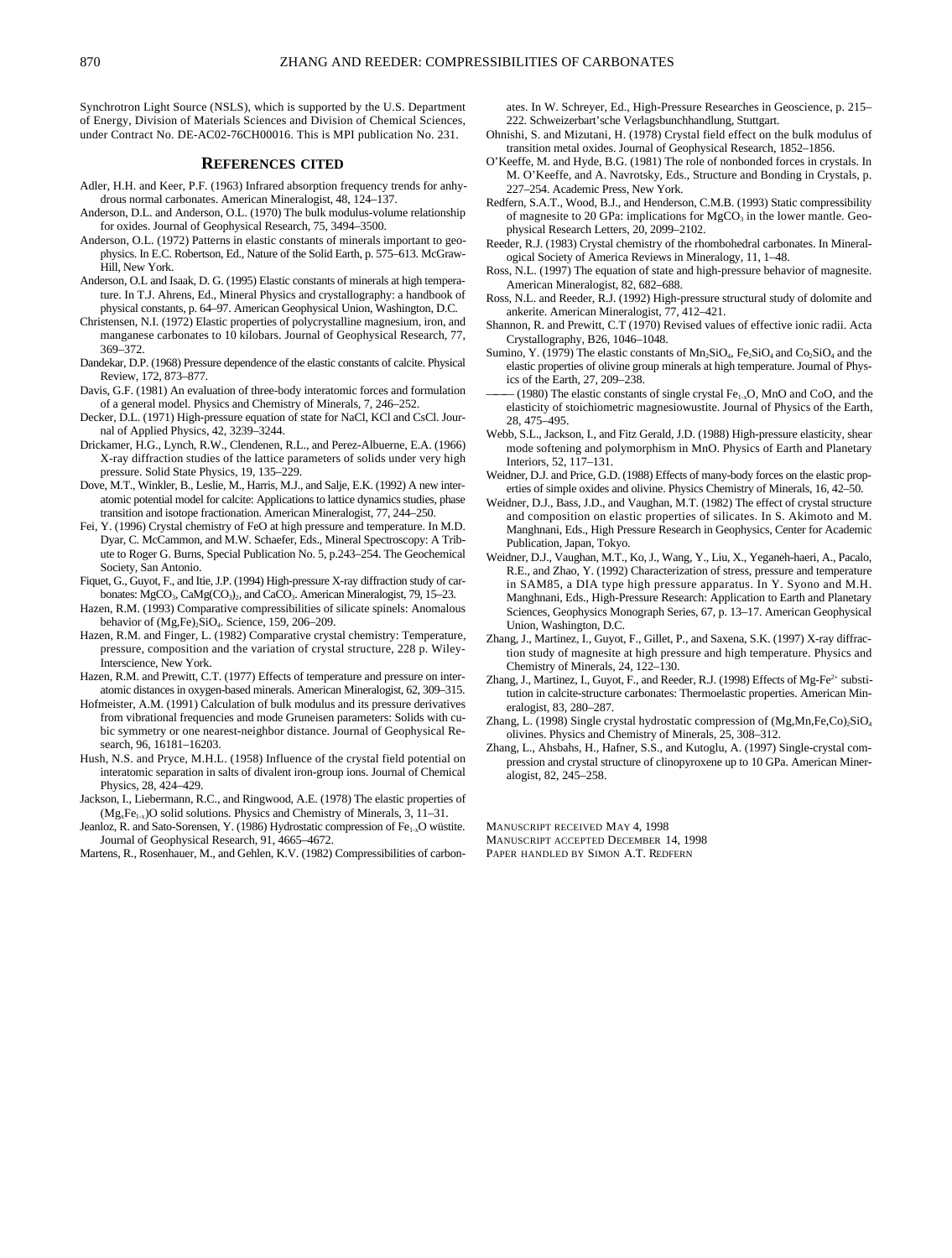Synchrotron Light Source (NSLS), which is supported by the U.S. Department of Energy, Division of Materials Sciences and Division of Chemical Sciences, under Contract No. DE-AC02-76CH00016. This is MPI publication No. 231.

## REFERENCES CITED

Adler, H.H. and Keer, P.F. (1963) Infrared absorption frequency trends for anhydrous normal carbonates. American Mineralogist, 48, 124–137.

Anderson, D.L. and Anderson, O.L. (1970) The bulk modulus-volume relationship for oxides. Journal of Geophysical Research, 75, 3494–3500.

Anderson, O.L. (1972) Patterns in elastic constants of minerals important to geophysics. In E.C. Robertson, Ed., Nature of the Solid Earth, p. 575–613. McGraw-Hill, New York.

Anderson, O.L and Isaak, D. G. (1995) Elastic constants of minerals at high temperature. In T.J. Ahrens, Ed., Mineral Physics and crystallography: a handbook of physical constants, p. 64–97. American Geophysical Union, Washington, D.C.

Christensen, N.I. (1972) Elastic properties of polycrystalline magnesium, iron, and manganese carbonates to 10 kilobars. Journal of Geophysical Research, 77, 369–372.

Dandekar, D.P. (1968) Pressure dependence of the elastic constants of calcite. Physical Review, 172, 873–877.

Davis, G.F. (1981) An evaluation of three-body interatomic forces and formulation of a general model. Physics and Chemistry of Minerals, 7, 246–252.

Decker, D.L. (1971) High-pressure equation of state for NaCl, KCl and CsCl. Journal of Applied Physics, 42, 3239–3244.

Drickamer, H.G., Lynch, R.W., Clendenen, R.L., and Perez-Albuerne, E.A. (1966) X-ray diffraction studies of the lattice parameters of solids under very high pressure. Solid State Physics, 19, 135–229.

Dove, M.T., Winkler, B., Leslie, M., Harris, M.J., and Salje, E.K. (1992) A new interatomic potential model for calcite: Applications to lattice dynamics studies, phase transition and isotope fractionation. American Mineralogist, 77, 244–250.

Fei, Y. (1996) Crystal chemistry of FeO at high pressure and temperature. In M.D. Dyar, C. McCammon, and M.W. Schaefer, Eds., Mineral Spectroscopy: A Tribute to Roger G. Burns, Special Publication No. 5, p.243–254. The Geochemical Society, San Antonio.

Fiquet, G., Guyot, F., and Itie, J.P. (1994) High-pressure X-ray diffraction study of carbonates: $MgCO_3$, $CaMg(CO_3)_2$, and $CaCO_3$. American Mineralogist, 79, 15–23.

Hazen, R.M. (1993) Comparative compressibilities of silicate spinels: Anomalous behavior of $(Mg,Fe)_2SiO_4$. Science, 159, 206–209.

Hazen, R.M. and Finger, L. (1982) Comparative crystal chemistry: Temperature, pressure, composition and the variation of crystal structure, 228 p. Wiley-Interscience, New York.

Hazen, R.M. and Prewitt, C.T. (1977) Effects of temperature and pressure on interatomic distances in oxygen-based minerals. American Mineralogist, 62, 309–315.

Hofmeister, A.M. (1991) Calculation of bulk modulus and its pressure derivatives from vibrational frequencies and mode Gruneisen parameters: Solids with cubic symmetry or one nearest-neighbor distance. Journal of Geophysical Research, 96, 16181–16203.

Hush, N.S. and Pryce, M.H.L. (1958) Influence of the crystal field potential on interatomic separation in salts of divalent iron-group ions. Journal of Chemical Physics, 28, 424–429.

Jackson, I., Liebermann, R.C., and Ringwood, A.E. (1978) The elastic properties of $(Mg_xFe_{1-x})O$ solid solutions. Physics and Chemistry of Minerals, 3, 11–31.

Jeanloz, R. and Sato-Sorensen, Y. (1986) Hydrostatic compression of $Fe_{1-x}O$ wüstite. Journal of Geophysical Research, 91, 4665–4672.

Martens, R., Rosenhauer, M., and Gehlen, K.V. (1982) Compressibilities of carbonates. In W. Schreyer, Ed., High-Pressure Researches in Geoscience, p. 215–222. Schweizerbart'sche Verlagsbunchhandlung, Stuttgart.

Ohnishi, S. and Mizutani, H. (1978) Crystal field effect on the bulk modulus of transition metal oxides. Journal of Geophysical Research, 1852–1856.

O'Keeffe, M. and Hyde, B.G. (1981) The role of nonbonded forces in crystals. In M. O'Keeffe, and A. Navrotsky, Eds., Structure and Bonding in Crystals, p. 227–254. Academic Press, New York.

Redfern, S.A.T., Wood, B.J., and Henderson, C.M.B. (1993) Static compressibility of magnesite to 20 GPa: implications for $MgCO_3$ in the lower mantle. Geophysical Research Letters, 20, 2099–2102.

Reeder, R.J. (1983) Crystal chemistry of the rhombohedral carbonates. In Mineralogical Society of America Reviews in Mineralogy, 11, 1–48.

Ross, N.L. (1997) The equation of state and high-pressure behavior of magnesite. American Mineralogist, 82, 682–688.

Ross, N.L. and Reeder, R.J. (1992) High-pressure structural study of dolomite and ankerite. American Mineralogist, 77, 412–421.

Shannon, R. and Prewitt, C.T (1970) Revised values of effective ionic radii. Acta Crystallography, B26, 1046–1048.

Sumino, Y. (1979) The elastic constants of $Mn_2SiO_4$, $Fe_2SiO_4$ and $Co_2SiO_4$ and the elastic properties of olivine group minerals at high temperature. Journal of Physics of the Earth, 27, 209–238.

——— (1980) The elastic constants of single crystal $Fe_{1-x}O$, MnO and CoO, and the elasticity of stoichiometric magnesiowustite. Journal of Physics of the Earth, 28, 475–495.

Webb, S.L., Jackson, I., and Fitz Gerald, J.D. (1988) High-pressure elasticity, shear mode softening and polymorphism in MnO. Physics of Earth and Planetary Interiors, 52, 117–131.

Weidner, D.J. and Price, G.D. (1988) Effects of many-body forces on the elastic properties of simple oxides and olivine. Physics Chemistry of Minerals, 16, 42–50.

Weidner, D.J., Bass, J.D., and Vaughan, M.T. (1982) The effect of crystal structure and composition on elastic properties of silicates. In S. Akimoto and M. Manghnani, Eds., High Pressure Research in Geophysics, Center for Academic Publication, Japan, Tokyo.

Weidner, D.J., Vaughan, M.T., Ko, J., Wang, Y., Liu, X., Yeganeh-haeri, A., Pacalo, R.E., and Zhao, Y. (1992) Characterization of stress, pressure and temperature in SAM85, a DIA type high pressure apparatus. In Y. Syono and M.H. Manghnani, Eds., High-Pressure Research: Application to Earth and Planetary Sciences, Geophysics Monograph Series, 67, p. 13–17. American Geophysical Union, Washington, D.C.

Zhang, J., Martinez, I., Guyot, F., Gillet, P., and Saxena, S.K. (1997) X-ray diffraction study of magnesite at high pressure and high temperature. Physics and Chemistry of Minerals, 24, 122–130.

Zhang, J., Martinez, I., Guyot, F., and Reeder, R.J. (1998) Effects of Mg-$Fe^{2+}$ substitution in calcite-structure carbonates: Thermoelastic properties. American Mineralogist, 83, 280–287.

Zhang, L. (1998) Single crystal hydrostatic compression of $(Mg,Mn,Fe,Co)_2SiO_4$ olivines. Physics and Chemistry of Minerals, 25, 308–312.

Zhang, L., Ahsbahs, H., Hafner, S.S., and Kutoglu, A. (1997) Single-crystal compression and crystal structure of clinopyroxene up to 10 GPa. American Mineralogist, 82, 245–258.

MANUSCRIPT RECEIVED MAY 4, 1998
MANUSCRIPT ACCEPTED DECEMBER 14, 1998
PAPER HANDLED BY SIMON A.T. REDFERN